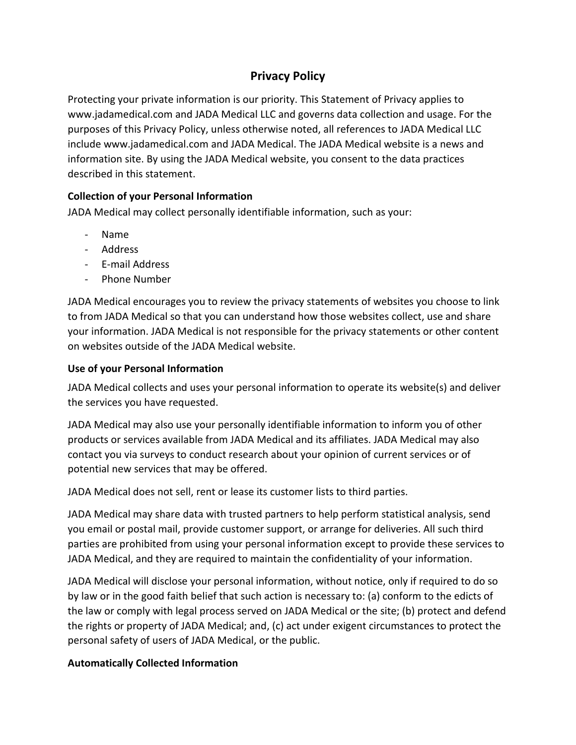# Privacy Policy

Protecting your private information is our priority. This Statement of Privacy applies to www.jadamedical.com and JADA Medical LLC and governs data collection and usage. For the purposes of this Privacy Policy, unless otherwise noted, all references to JADA Medical LLC include www.jadamedical.com and JADA Medical. The JADA Medical website is a news and information site. By using the JADA Medical website, you consent to the data practices described in this statement.

### Collection of your Personal Information

JADA Medical may collect personally identifiable information, such as your:

- Name
- Address
- E-mail Address
- Phone Number

JADA Medical encourages you to review the privacy statements of websites you choose to link to from JADA Medical so that you can understand how those websites collect, use and share your information. JADA Medical is not responsible for the privacy statements or other content on websites outside of the JADA Medical website.

### Use of your Personal Information

JADA Medical collects and uses your personal information to operate its website(s) and deliver the services you have requested.

JADA Medical may also use your personally identifiable information to inform you of other products or services available from JADA Medical and its affiliates. JADA Medical may also contact you via surveys to conduct research about your opinion of current services or of potential new services that may be offered.

JADA Medical does not sell, rent or lease its customer lists to third parties.

JADA Medical may share data with trusted partners to help perform statistical analysis, send you email or postal mail, provide customer support, or arrange for deliveries. All such third parties are prohibited from using your personal information except to provide these services to JADA Medical, and they are required to maintain the confidentiality of your information.

JADA Medical will disclose your personal information, without notice, only if required to do so by law or in the good faith belief that such action is necessary to: (a) conform to the edicts of the law or comply with legal process served on JADA Medical or the site; (b) protect and defend the rights or property of JADA Medical; and, (c) act under exigent circumstances to protect the personal safety of users of JADA Medical, or the public.

### Automatically Collected Information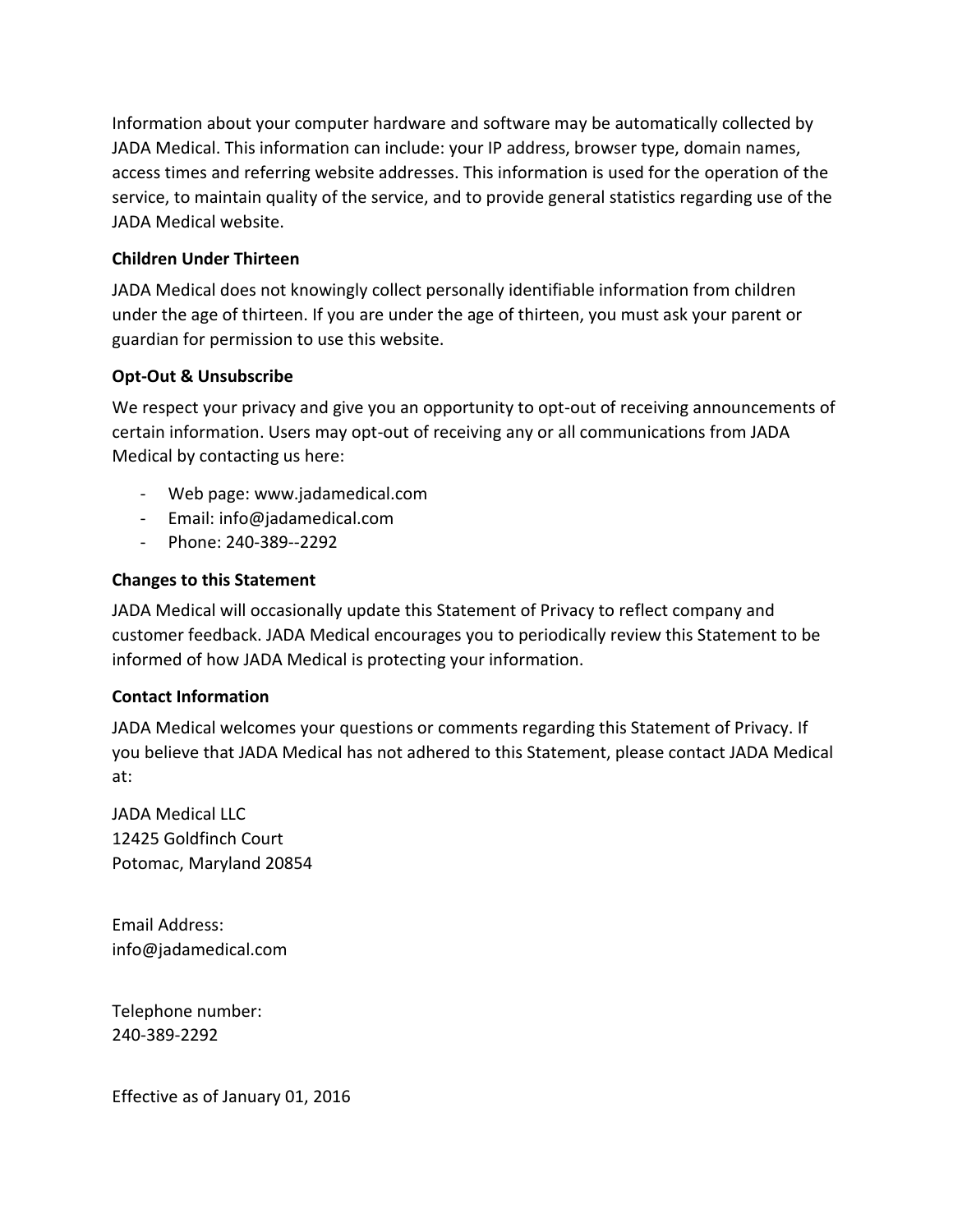Information about your computer hardware and software may be automatically collected by JADA Medical. This information can include: your IP address, browser type, domain names, access times and referring website addresses. This information is used for the operation of the service, to maintain quality of the service, and to provide general statistics regarding use of the JADA Medical website.

**Children Under Thirteen**

JADA Medical does not knowingly collect personally identifiable information from children under the age of thirteen. If you are under the age of thirteen, you must ask your parent or guardian for permission to use this website.

**Opt-Out & Unsubscribe**

We respect your privacy and give you an opportunity to opt-out of receiving announcements of certain information. Users may opt-out of receiving any or all communications from JADA Medical by contacting us here:

- Web page: www.jadamedical.com
- Email: info@jadamedical.com
- Phone: 240-389--2292

**Changes to this Statement**

JADA Medical will occasionally update this Statement of Privacy to reflect company and customer feedback. JADA Medical encourages you to periodically review this Statement to be informed of how JADA Medical is protecting your information.

**Contact Information**

JADA Medical welcomes your questions or comments regarding this Statement of Privacy. If you believe that JADA Medical has not adhered to this Statement, please contact JADA Medical at:

JADA Medical LLC
12425 Goldfinch Court
Potomac, Maryland 20854

Email Address:
info@jadamedical.com

Telephone number:
240-389-2292

Effective as of January 01, 2016